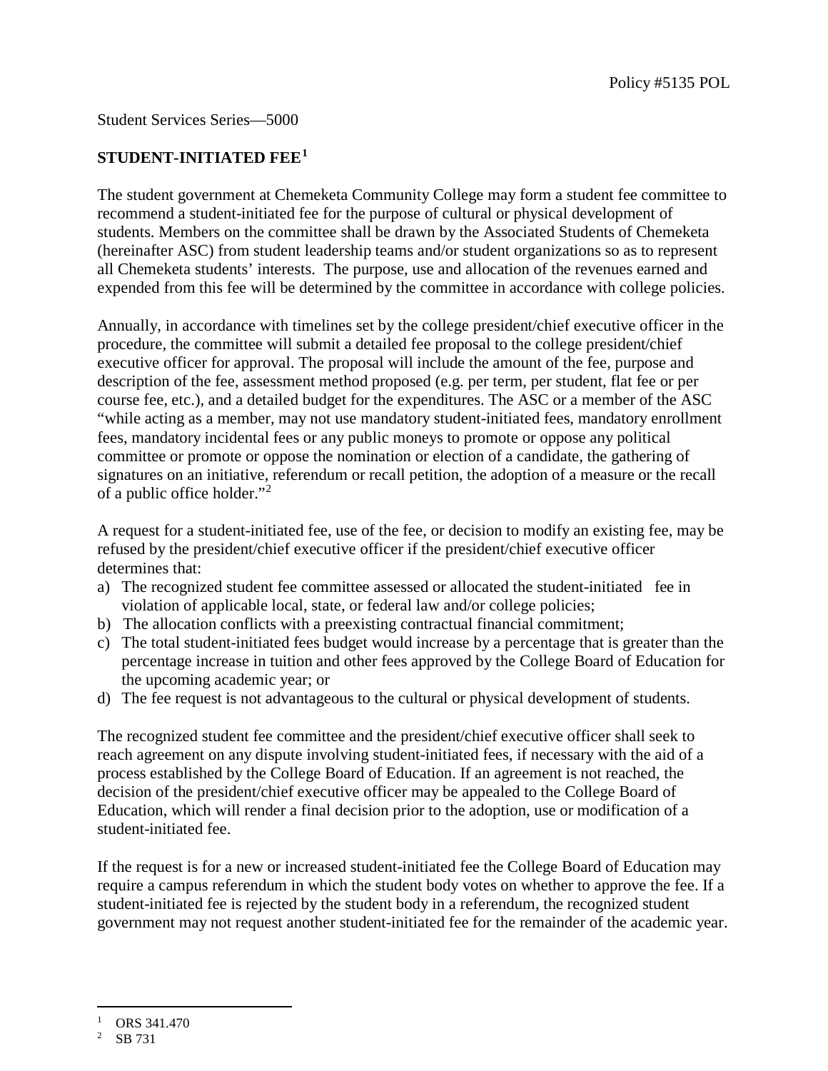Policy #5135 POL

Student Services Series—5000

**STUDENT-INITIATED FEE**[1]

The student government at Chemeketa Community College may form a student fee committee to recommend a student-initiated fee for the purpose of cultural or physical development of students. Members on the committee shall be drawn by the Associated Students of Chemeketa (hereinafter ASC) from student leadership teams and/or student organizations so as to represent all Chemeketa students' interests. The purpose, use and allocation of the revenues earned and expended from this fee will be determined by the committee in accordance with college policies.

Annually, in accordance with timelines set by the college president/chief executive officer in the procedure, the committee will submit a detailed fee proposal to the college president/chief executive officer for approval. The proposal will include the amount of the fee, purpose and description of the fee, assessment method proposed (e.g. per term, per student, flat fee or per course fee, etc.), and a detailed budget for the expenditures. The ASC or a member of the ASC "while acting as a member, may not use mandatory student-initiated fees, mandatory enrollment fees, mandatory incidental fees or any public moneys to promote or oppose any political committee or promote or oppose the nomination or election of a candidate, the gathering of signatures on an initiative, referendum or recall petition, the adoption of a measure or the recall of a public office holder."[2]

A request for a student-initiated fee, use of the fee, or decision to modify an existing fee, may be refused by the president/chief executive officer if the president/chief executive officer determines that:

a) The recognized student fee committee assessed or allocated the student-initiated fee in violation of applicable local, state, or federal law and/or college policies;
b) The allocation conflicts with a preexisting contractual financial commitment;
c) The total student-initiated fees budget would increase by a percentage that is greater than the percentage increase in tuition and other fees approved by the College Board of Education for the upcoming academic year; or
d) The fee request is not advantageous to the cultural or physical development of students.

The recognized student fee committee and the president/chief executive officer shall seek to reach agreement on any dispute involving student-initiated fees, if necessary with the aid of a process established by the College Board of Education. If an agreement is not reached, the decision of the president/chief executive officer may be appealed to the College Board of Education, which will render a final decision prior to the adoption, use or modification of a student-initiated fee.

If the request is for a new or increased student-initiated fee the College Board of Education may require a campus referendum in which the student body votes on whether to approve the fee. If a student-initiated fee is rejected by the student body in a referendum, the recognized student government may not request another student-initiated fee for the remainder of the academic year.

---

[1] ORS 341.470

[2] SB 731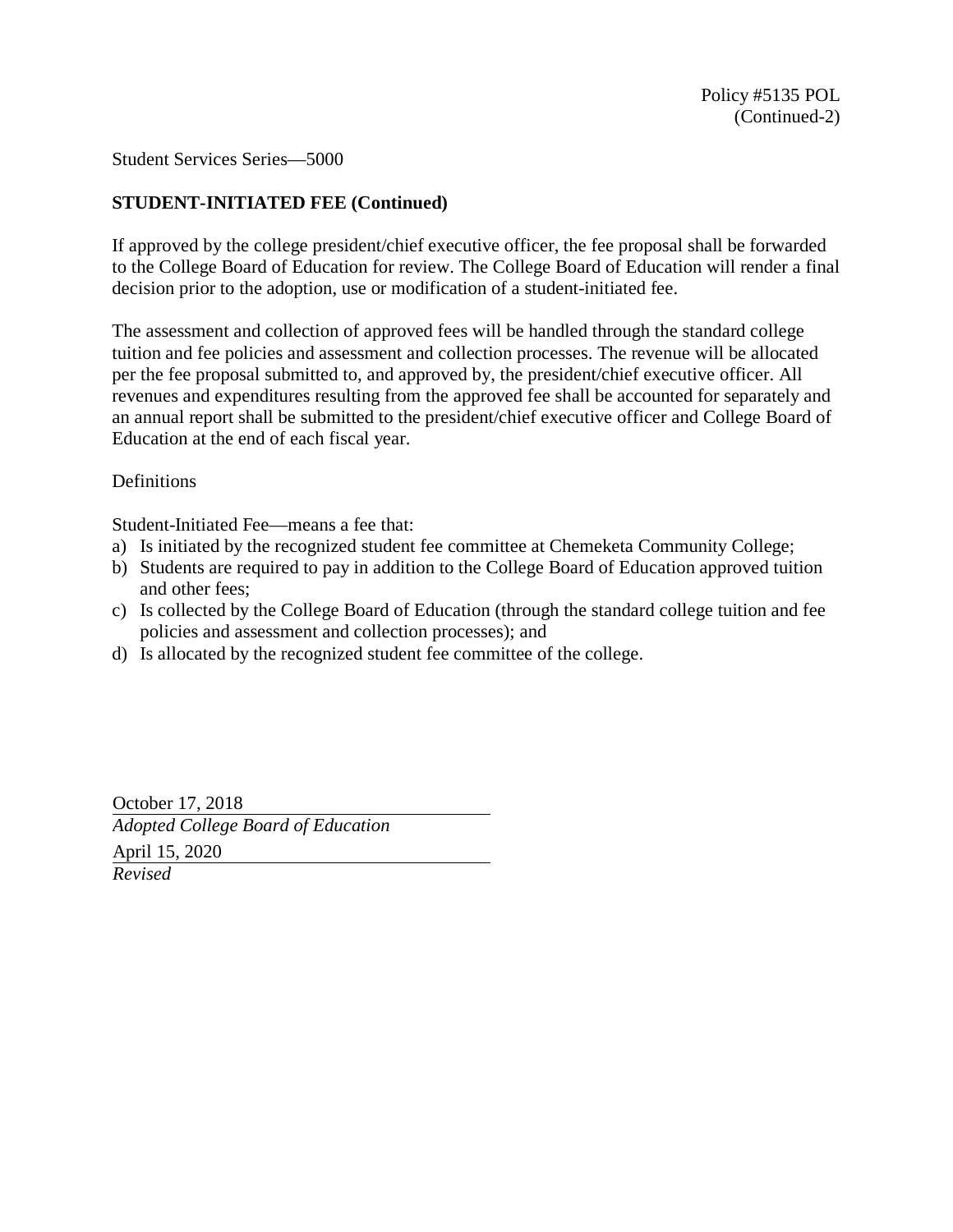Student Services Series—5000

**STUDENT-INITIATED FEE (Continued)**

If approved by the college president/chief executive officer, the fee proposal shall be forwarded to the College Board of Education for review. The College Board of Education will render a final decision prior to the adoption, use or modification of a student-initiated fee.

The assessment and collection of approved fees will be handled through the standard college tuition and fee policies and assessment and collection processes. The revenue will be allocated per the fee proposal submitted to, and approved by, the president/chief executive officer. All revenues and expenditures resulting from the approved fee shall be accounted for separately and an annual report shall be submitted to the president/chief executive officer and College Board of Education at the end of each fiscal year.

Definitions

Student-Initiated Fee—means a fee that:

a) Is initiated by the recognized student fee committee at Chemeketa Community College;
b) Students are required to pay in addition to the College Board of Education approved tuition and other fees;
c) Is collected by the College Board of Education (through the standard college tuition and fee policies and assessment and collection processes); and
d) Is allocated by the recognized student fee committee of the college.

October 17, 2018
*Adopted College Board of Education*

April 15, 2020
*Revised*